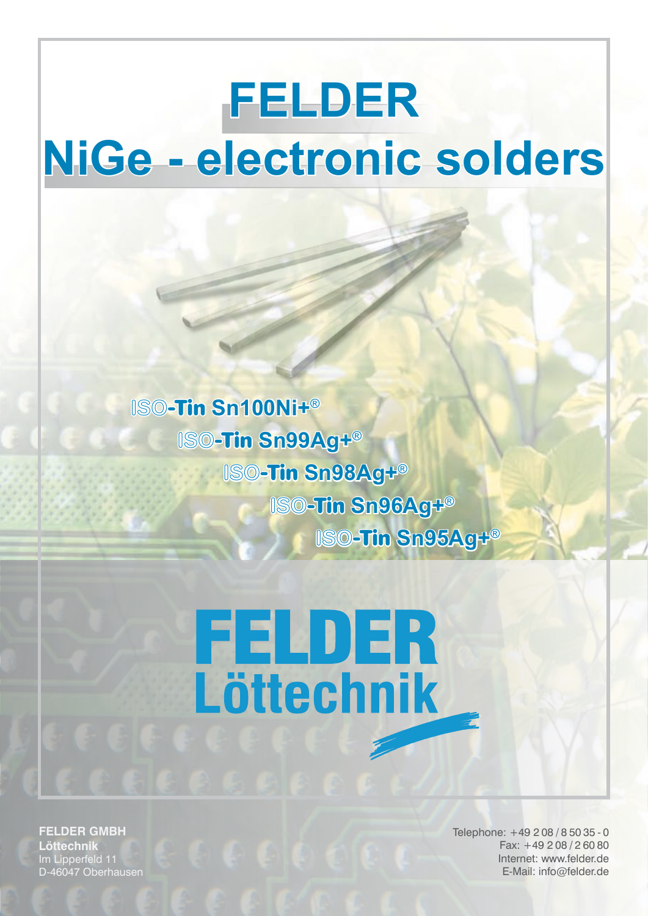# FELDER

# NiGe - electronic solders

ISO-Tin Sn100Ni+®

ISO-Tin Sn99Ag+®

ISO-Tin Sn98Ag+®

ISO-Tin Sn96Ag+®

ISO-Tin Sn95Ag+®

FELDER

Löttechnik

**FELDER GMBH**
**Löttechnik**
Im Lipperfeld 11
D-46047 Oberhausen

Telephone: +49 2 08 / 8 50 35 - 0
Fax: +49 2 08 / 2 60 80
Internet: www.felder.de
E-Mail: info@felder.de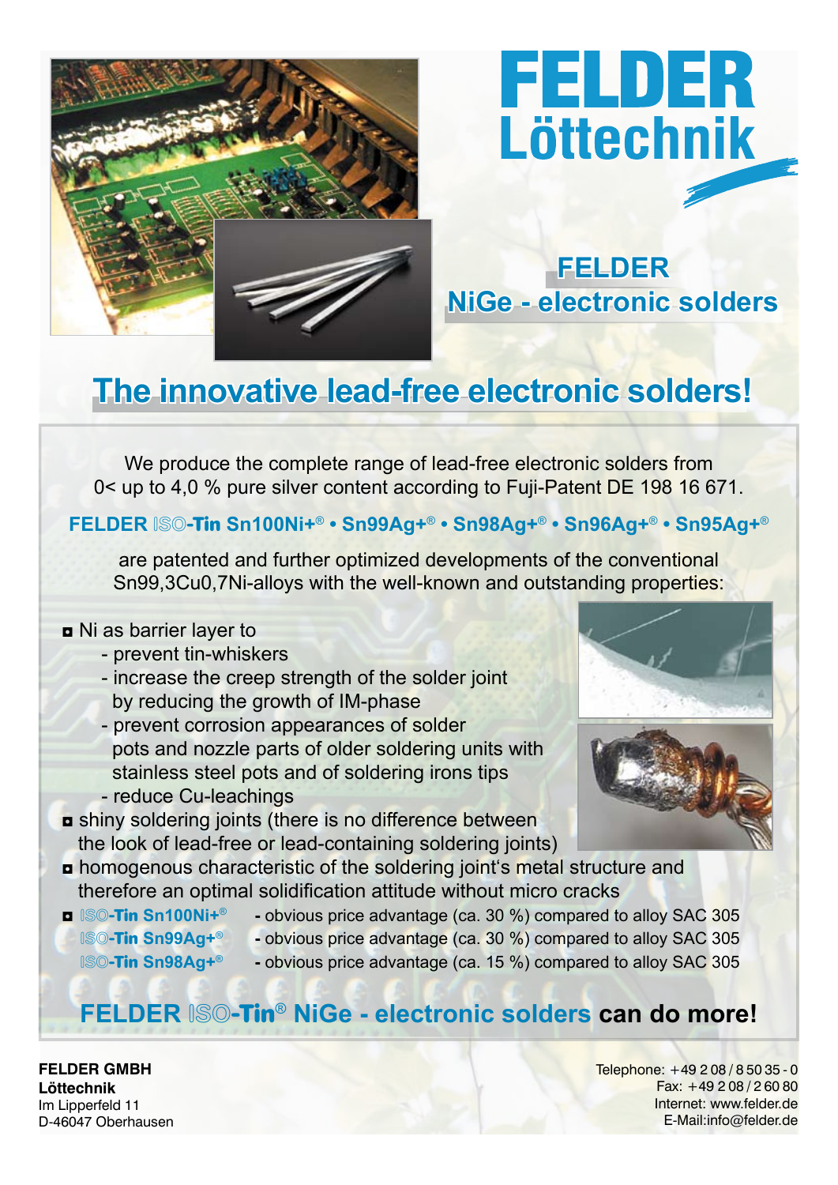# FELDER Löttechnik

## FELDER NiGe - electronic solders

# The innovative lead-free electronic solders!

We produce the complete range of lead-free electronic solders from 0< up to 4,0 % pure silver content according to Fuji-Patent DE 198 16 671.

**FELDER ISO-Tin Sn100Ni+® • Sn99Ag+® • Sn98Ag+® • Sn96Ag+® • Sn95Ag+®**

are patented and further optimized developments of the conventional Sn99,3Cu0,7Ni-alloys with the well-known and outstanding properties:

- Ni as barrier layer to
  - prevent tin-whiskers
  - increase the creep strength of the solder joint by reducing the growth of IM-phase
  - prevent corrosion appearances of solder pots and nozzle parts of older soldering units with stainless steel pots and of soldering irons tips
  - reduce Cu-leachings
- shiny soldering joints (there is no difference between the look of lead-free or lead-containing soldering joints)
- homogenous characteristic of the soldering joint's metal structure and therefore an optimal solidification attitude without micro cracks
- **ISO-Tin Sn100Ni+®** - obvious price advantage (ca. 30 %) compared to alloy SAC 305
  **ISO-Tin Sn99Ag+®** - obvious price advantage (ca. 30 %) compared to alloy SAC 305
  **ISO-Tin Sn98Ag+®** - obvious price advantage (ca. 15 %) compared to alloy SAC 305

## FELDER ISO-Tin® NiGe - electronic solders can do more!

**FELDER GMBH**
**Löttechnik**
Im Lipperfeld 11
D-46047 Oberhausen

Telephone: +49 2 08 / 8 50 35 - 0
Fax: +49 2 08 / 2 60 80
Internet: www.felder.de
E-Mail:info@felder.de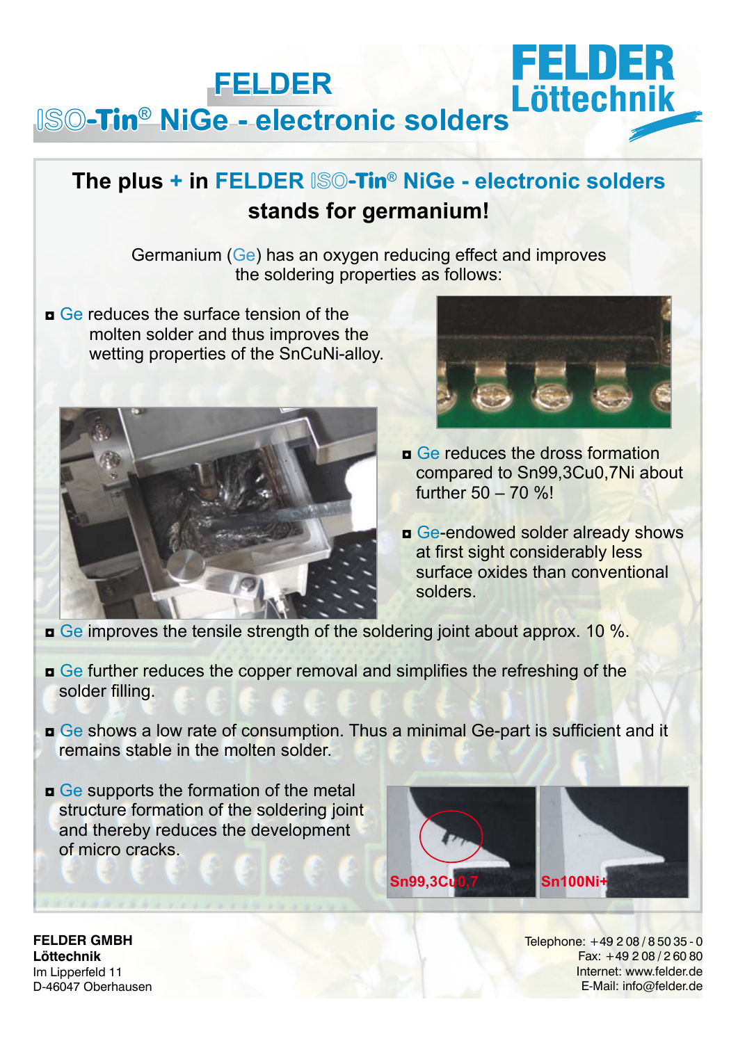# FELDER ISO-Tin® NiGe - electronic solders

FELDER Löttechnik

## The plus + in FELDER ISO-Tin® NiGe - electronic solders stands for germanium!

Germanium (Ge) has an oxygen reducing effect and improves the soldering properties as follows:

- Ge reduces the surface tension of the molten solder and thus improves the wetting properties of the SnCuNi-alloy.
- Ge reduces the dross formation compared to Sn99,3Cu0,7Ni about further 50 – 70 %!
- Ge-endowed solder already shows at first sight considerably less surface oxides than conventional solders.
- Ge improves the tensile strength of the soldering joint about approx. 10 %.
- Ge further reduces the copper removal and simplifies the refreshing of the solder filling.
- Ge shows a low rate of consumption. Thus a minimal Ge-part is sufficient and it remains stable in the molten solder.
- Ge supports the formation of the metal structure formation of the soldering joint and thereby reduces the development of micro cracks.

Sn99,3Cu0,7 Sn100Ni+

**FELDER GMBH**
**Löttechnik**
Im Lipperfeld 11
D-46047 Oberhausen

Telephone: +49 2 08 / 8 50 35 - 0
Fax: +49 2 08 / 2 60 80
Internet: www.felder.de
E-Mail: info@felder.de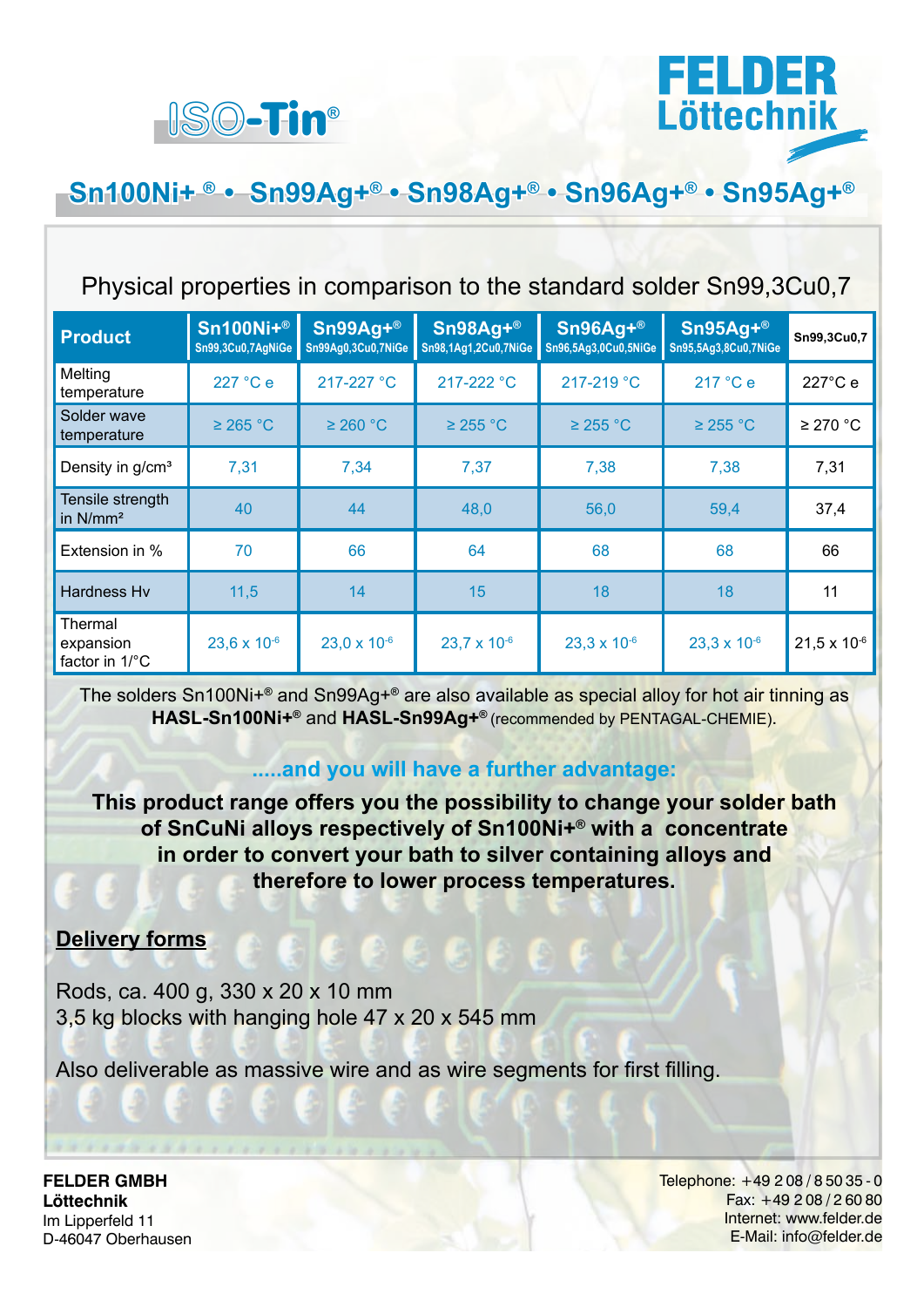ISO-Tin®

FELDER Löttechnik

## Sn100Ni+® • Sn99Ag+® • Sn98Ag+® • Sn96Ag+® • Sn95Ag+®

### Physical properties in comparison to the standard solder Sn99,3Cu0,7

| Product | Sn100Ni+® Sn99,3Cu0,7AgNiGe | Sn99Ag+® Sn99Ag0,3Cu0,7NiGe | Sn98Ag+® Sn98,1Ag1,2Cu0,7NiGe | Sn96Ag+® Sn96,5Ag3,0Cu0,5NiGe | Sn95Ag+® Sn95,5Ag3,8Cu0,7NiGe | Sn99,3Cu0,7 |
|---|---|---|---|---|---|---|
| Melting temperature | 227 °C e | 217-227 °C | 217-222 °C | 217-219 °C | 217 °C e | 227°C e |
| Solder wave temperature | ≥ 265 °C | ≥ 260 °C | ≥ 255 °C | ≥ 255 °C | ≥ 255 °C | ≥ 270 °C |
| Density in g/cm³ | 7,31 | 7,34 | 7,37 | 7,38 | 7,38 | 7,31 |
| Tensile strength in N/mm² | 40 | 44 | 48,0 | 56,0 | 59,4 | 37,4 |
| Extension in % | 70 | 66 | 64 | 68 | 68 | 66 |
| Hardness Hv | 11,5 | 14 | 15 | 18 | 18 | 11 |
| Thermal expansion factor in 1/°C | $23{,}6 \times 10^{-6}$ | $23{,}0 \times 10^{-6}$ | $23{,}7 \times 10^{-6}$ | $23{,}3 \times 10^{-6}$ | $23{,}3 \times 10^{-6}$ | $21{,}5 \times 10^{-6}$ |

The solders Sn100Ni+® and Sn99Ag+® are also available as special alloy for hot air tinning as **HASL-Sn100Ni+®** and **HASL-Sn99Ag+®** (recommended by PENTAGAL-CHEMIE).

**.....and you will have a further advantage:**

**This product range offers you the possibility to change your solder bath of SnCuNi alloys respectively of Sn100Ni+® with a concentrate in order to convert your bath to silver containing alloys and therefore to lower process temperatures.**

## Delivery forms

Rods, ca. 400 g, 330 x 20 x 10 mm
3,5 kg blocks with hanging hole 47 x 20 x 545 mm

Also deliverable as massive wire and as wire segments for first filling.

**FELDER GMBH**
**Löttechnik**
Im Lipperfeld 11
D-46047 Oberhausen

Telephone: +49 2 08 / 8 50 35 - 0
Fax: +49 2 08 / 2 60 80
Internet: www.felder.de
E-Mail: info@felder.de